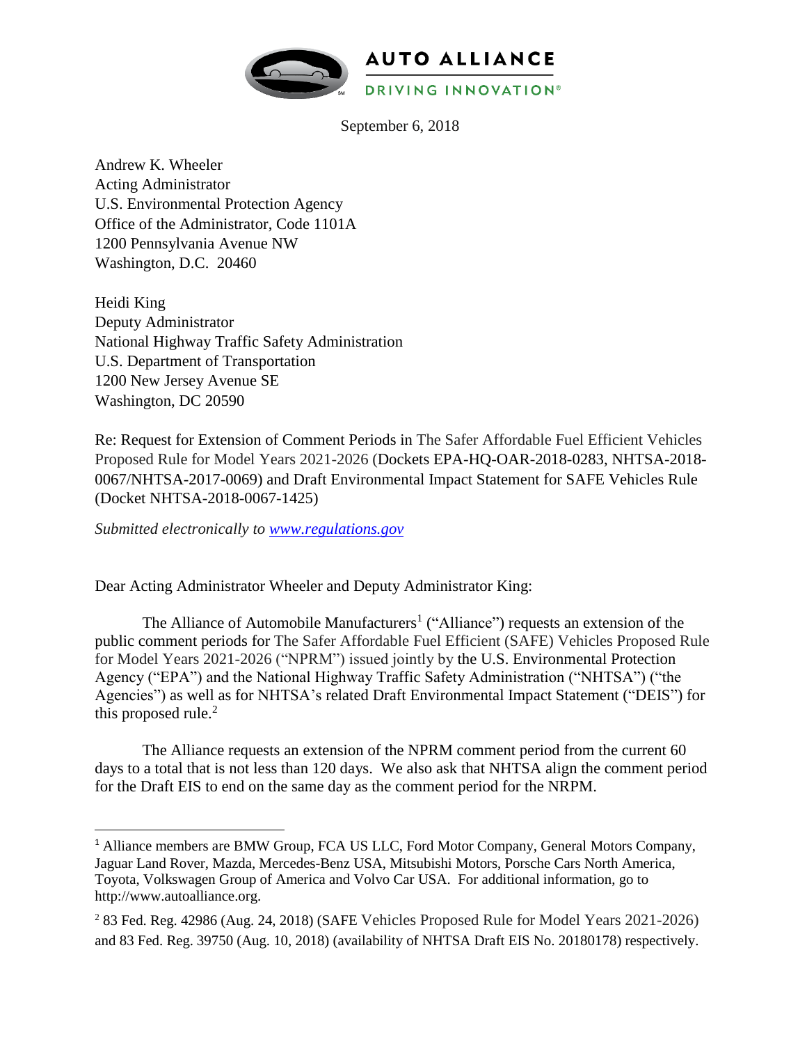AUTO ALLIANCE

DRIVING INNOVATION®

September 6, 2018

Andrew K. Wheeler
Acting Administrator
U.S. Environmental Protection Agency
Office of the Administrator, Code 1101A
1200 Pennsylvania Avenue NW
Washington, D.C. 20460

Heidi King
Deputy Administrator
National Highway Traffic Safety Administration
U.S. Department of Transportation
1200 New Jersey Avenue SE
Washington, DC 20590

Re: Request for Extension of Comment Periods in The Safer Affordable Fuel Efficient Vehicles Proposed Rule for Model Years 2021-2026 (Dockets EPA-HQ-OAR-2018-0283, NHTSA-2018-0067/NHTSA-2017-0069) and Draft Environmental Impact Statement for SAFE Vehicles Rule (Docket NHTSA-2018-0067-1425)

*Submitted electronically to [www.regulations.gov](www.regulations.gov)*

Dear Acting Administrator Wheeler and Deputy Administrator King:

The Alliance of Automobile Manufacturers[1] ("Alliance") requests an extension of the public comment periods for The Safer Affordable Fuel Efficient (SAFE) Vehicles Proposed Rule for Model Years 2021-2026 ("NPRM") issued jointly by the U.S. Environmental Protection Agency ("EPA") and the National Highway Traffic Safety Administration ("NHTSA") ("the Agencies") as well as for NHTSA's related Draft Environmental Impact Statement ("DEIS") for this proposed rule.[2]

The Alliance requests an extension of the NPRM comment period from the current 60 days to a total that is not less than 120 days. We also ask that NHTSA align the comment period for the Draft EIS to end on the same day as the comment period for the NRPM.

---

[1] Alliance members are BMW Group, FCA US LLC, Ford Motor Company, General Motors Company, Jaguar Land Rover, Mazda, Mercedes-Benz USA, Mitsubishi Motors, Porsche Cars North America, Toyota, Volkswagen Group of America and Volvo Car USA. For additional information, go to http://www.autoalliance.org.

[2] 83 Fed. Reg. 42986 (Aug. 24, 2018) (SAFE Vehicles Proposed Rule for Model Years 2021-2026) and 83 Fed. Reg. 39750 (Aug. 10, 2018) (availability of NHTSA Draft EIS No. 20180178) respectively.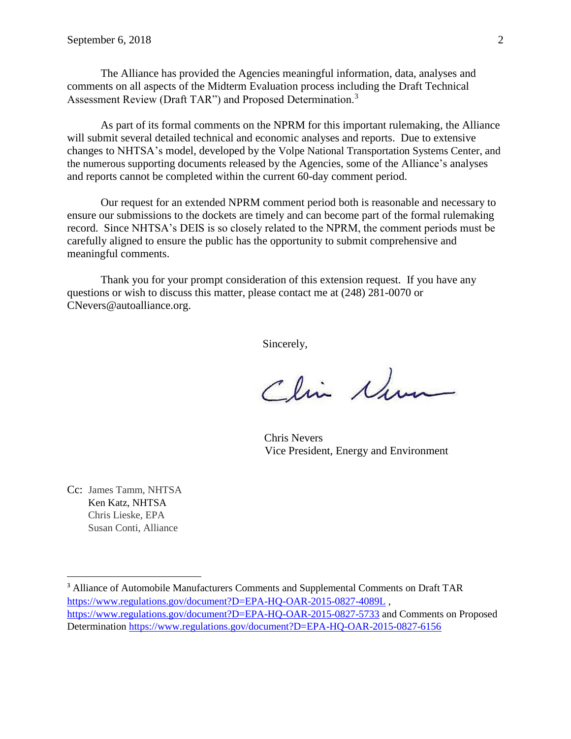The Alliance has provided the Agencies meaningful information, data, analyses and comments on all aspects of the Midterm Evaluation process including the Draft Technical Assessment Review (Draft TAR") and Proposed Determination.[3]

As part of its formal comments on the NPRM for this important rulemaking, the Alliance will submit several detailed technical and economic analyses and reports. Due to extensive changes to NHTSA's model, developed by the Volpe National Transportation Systems Center, and the numerous supporting documents released by the Agencies, some of the Alliance's analyses and reports cannot be completed within the current 60-day comment period.

Our request for an extended NPRM comment period both is reasonable and necessary to ensure our submissions to the dockets are timely and can become part of the formal rulemaking record. Since NHTSA's DEIS is so closely related to the NPRM, the comment periods must be carefully aligned to ensure the public has the opportunity to submit comprehensive and meaningful comments.

Thank you for your prompt consideration of this extension request. If you have any questions or wish to discuss this matter, please contact me at (248) 281-0070 or CNevers@autoalliance.org.

Sincerely,

Chris Nevers
Vice President, Energy and Environment

Cc: James Tamm, NHTSA
Ken Katz, NHTSA
Chris Lieske, EPA
Susan Conti, Alliance

---

[3] Alliance of Automobile Manufacturers Comments and Supplemental Comments on Draft TAR https://www.regulations.gov/document?D=EPA-HQ-OAR-2015-0827-4089L , https://www.regulations.gov/document?D=EPA-HQ-OAR-2015-0827-5733 and Comments on Proposed Determination https://www.regulations.gov/document?D=EPA-HQ-OAR-2015-0827-6156